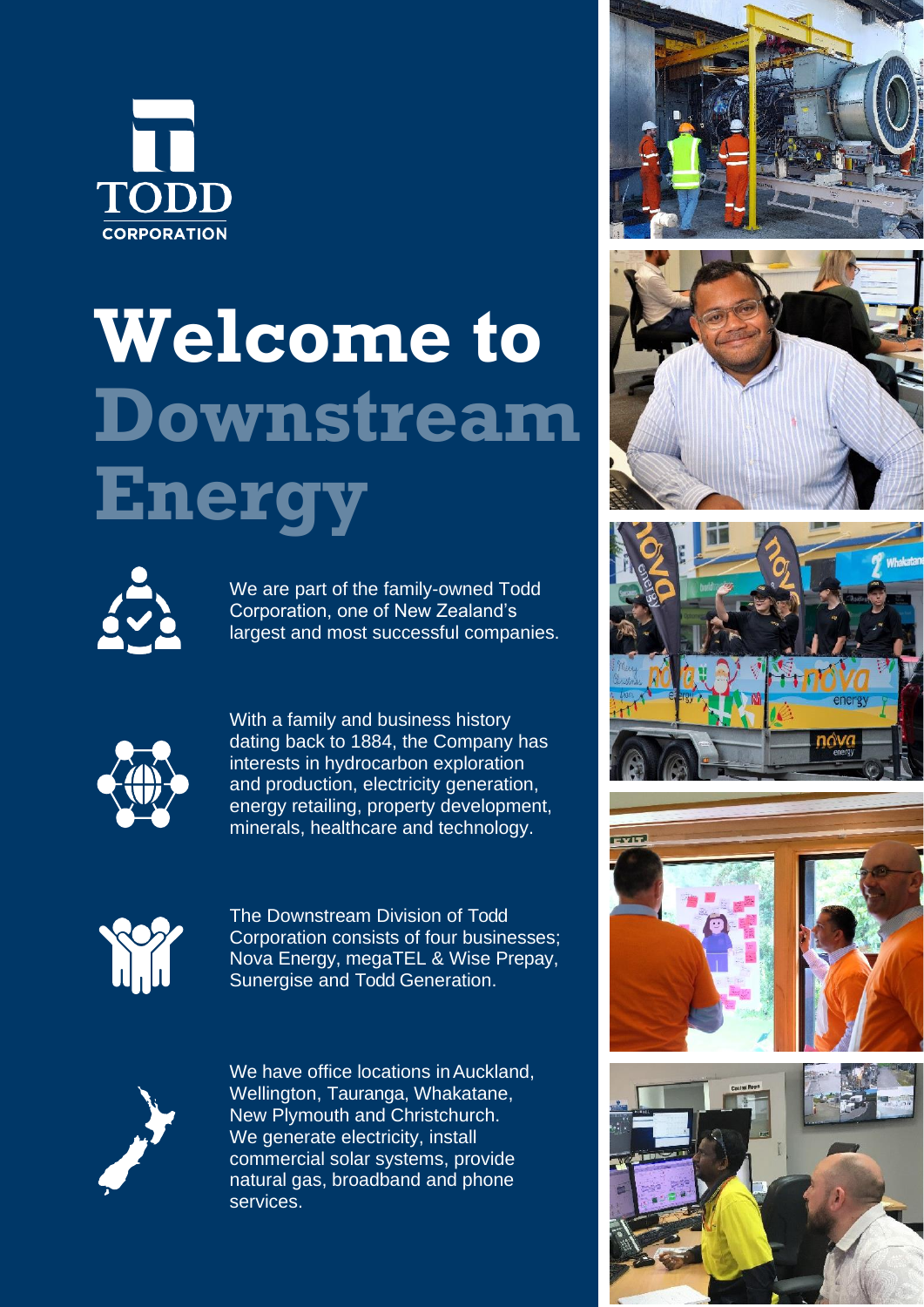TODD
CORPORATION

# Welcome to Downstream Energy

We are part of the family-owned Todd Corporation, one of New Zealand's largest and most successful companies.

With a family and business history dating back to 1884, the Company has interests in hydrocarbon exploration and production, electricity generation, energy retailing, property development, minerals, healthcare and technology.

The Downstream Division of Todd Corporation consists of four businesses; Nova Energy, megaTEL & Wise Prepay, Sunergise and Todd Generation.

We have office locations in Auckland, Wellington, Tauranga, Whakatane, New Plymouth and Christchurch. We generate electricity, install commercial solar systems, provide natural gas, broadband and phone services.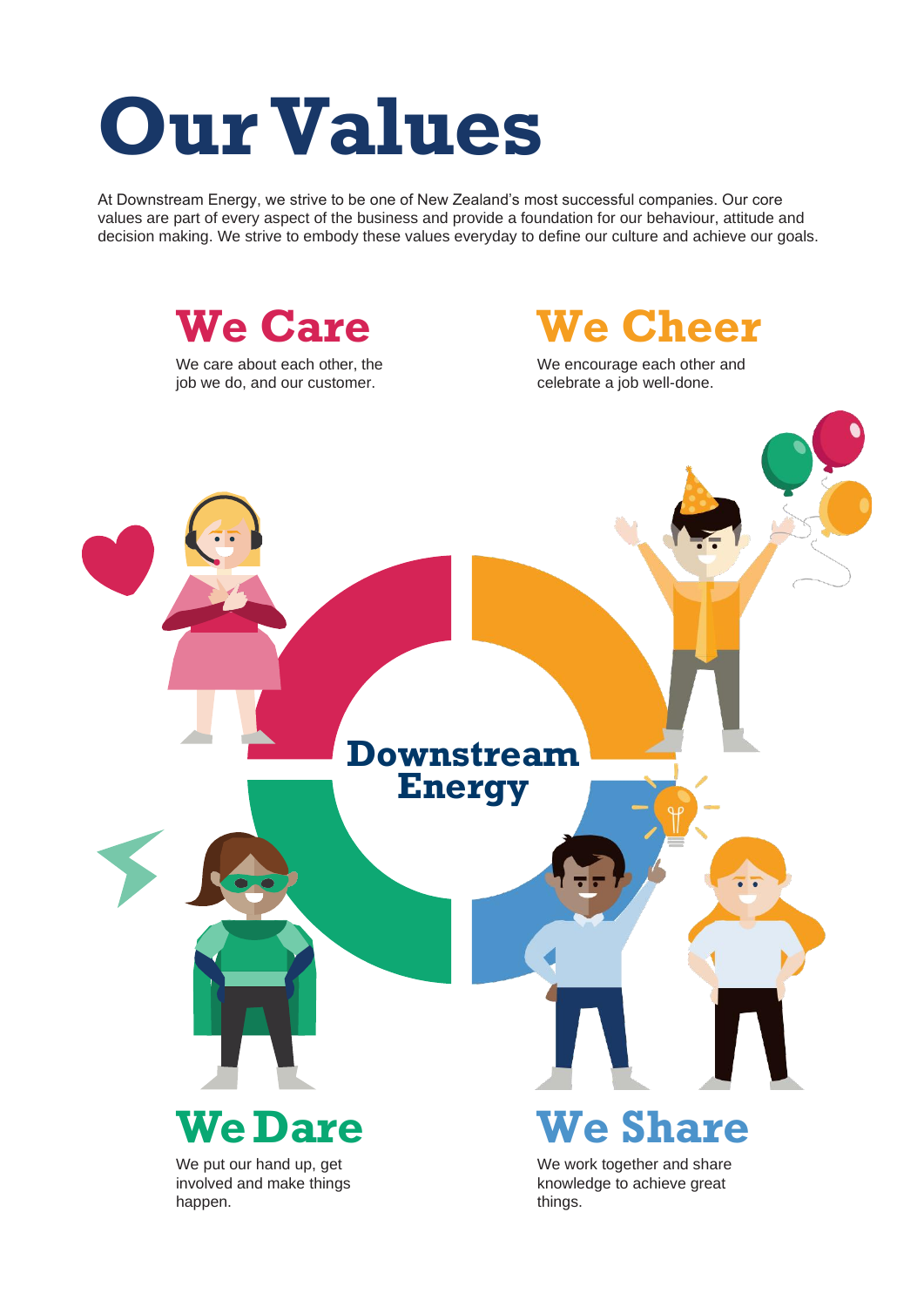# Our Values

At Downstream Energy, we strive to be one of New Zealand's most successful companies. Our core values are part of every aspect of the business and provide a foundation for our behaviour, attitude and decision making. We strive to embody these values everyday to define our culture and achieve our goals.

## We Care

We care about each other, the job we do, and our customer.

## We Cheer

We encourage each other and celebrate a job well-done.

**Downstream Energy**

## We Dare

We put our hand up, get involved and make things happen.

## We Share

We work together and share knowledge to achieve great things.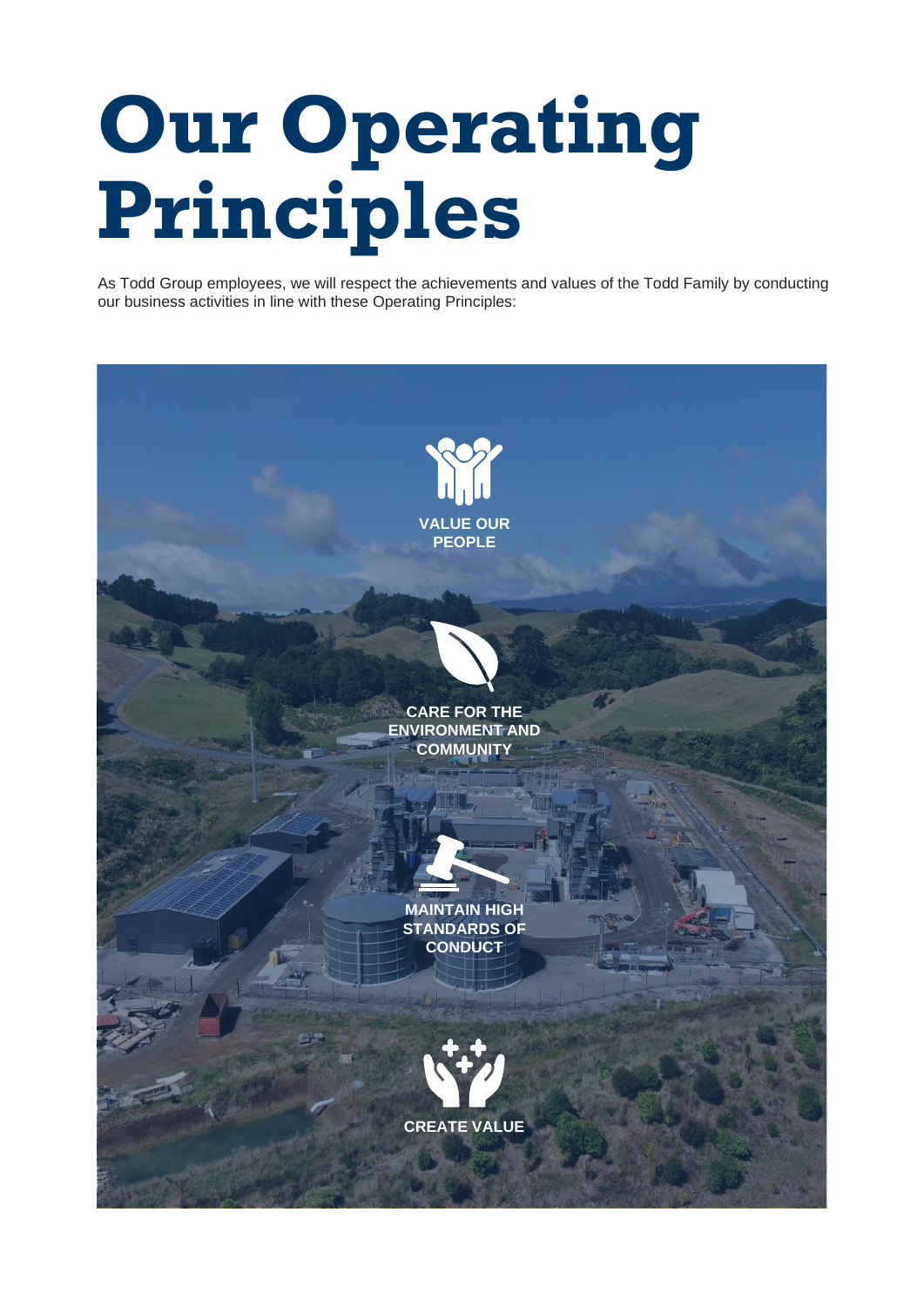# Our Operating Principles

As Todd Group employees, we will respect the achievements and values of the Todd Family by conducting our business activities in line with these Operating Principles:

**VALUE OUR PEOPLE**

**CARE FOR THE ENVIRONMENT AND COMMUNITY**

**MAINTAIN HIGH STANDARDS OF CONDUCT**

**CREATE VALUE**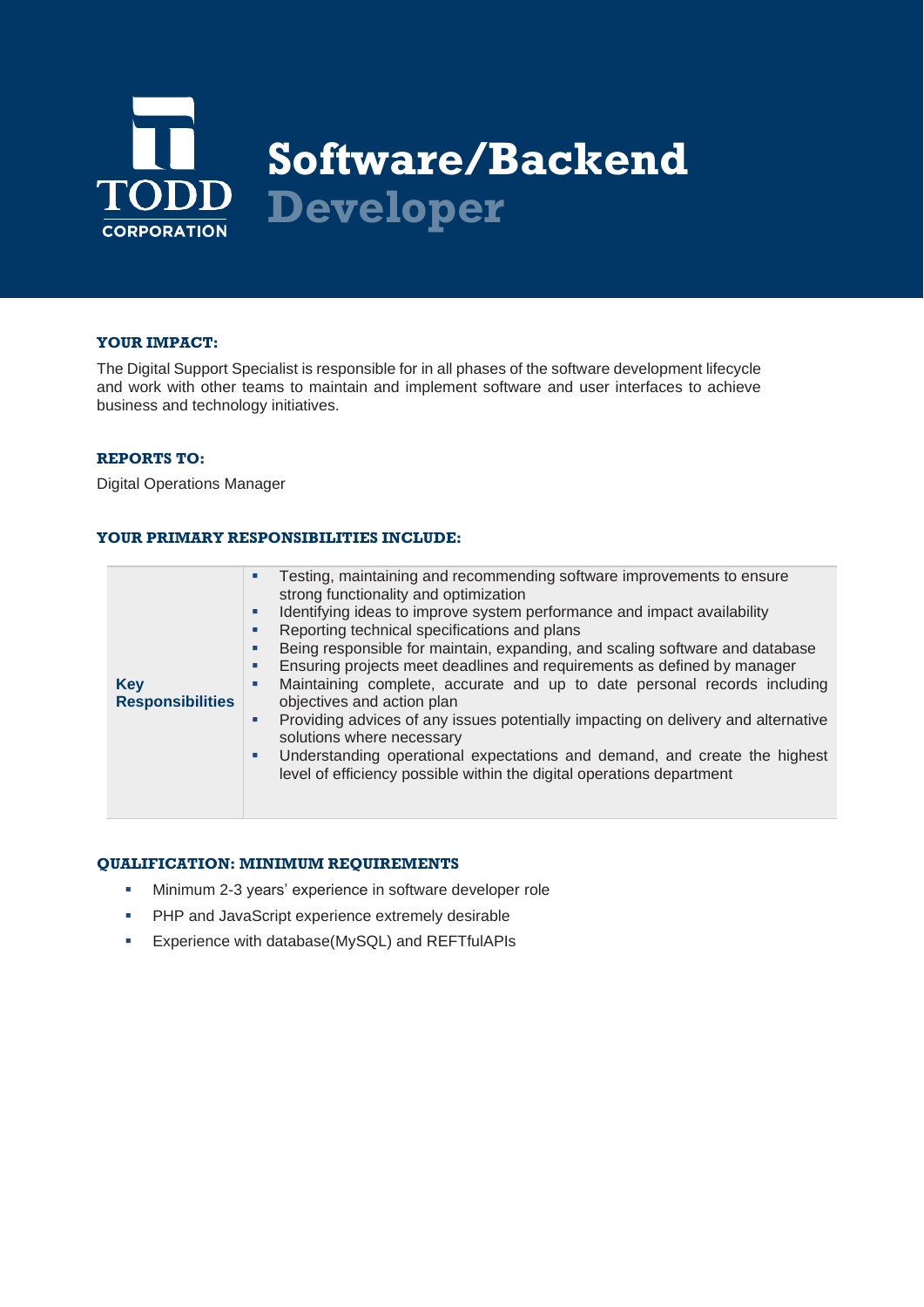TODD
CORPORATION

# Software/Backend Developer

### YOUR IMPACT:

The Digital Support Specialist is responsible for in all phases of the software development lifecycle and work with other teams to maintain and implement software and user interfaces to achieve business and technology initiatives.

### REPORTS TO:

Digital Operations Manager

### YOUR PRIMARY RESPONSIBILITIES INCLUDE:

| | |
|---|---|
| **Key Responsibilities** | ▪ Testing, maintaining and recommending software improvements to ensure strong functionality and optimization<br>▪ Identifying ideas to improve system performance and impact availability<br>▪ Reporting technical specifications and plans<br>▪ Being responsible for maintain, expanding, and scaling software and database<br>▪ Ensuring projects meet deadlines and requirements as defined by manager<br>▪ Maintaining complete, accurate and up to date personal records including objectives and action plan<br>▪ Providing advices of any issues potentially impacting on delivery and alternative solutions where necessary<br>▪ Understanding operational expectations and demand, and create the highest level of efficiency possible within the digital operations department |

### QUALIFICATION: MINIMUM REQUIREMENTS

- Minimum 2-3 years' experience in software developer role
- PHP and JavaScript experience extremely desirable
- Experience with database(MySQL) and REFTfulAPIs